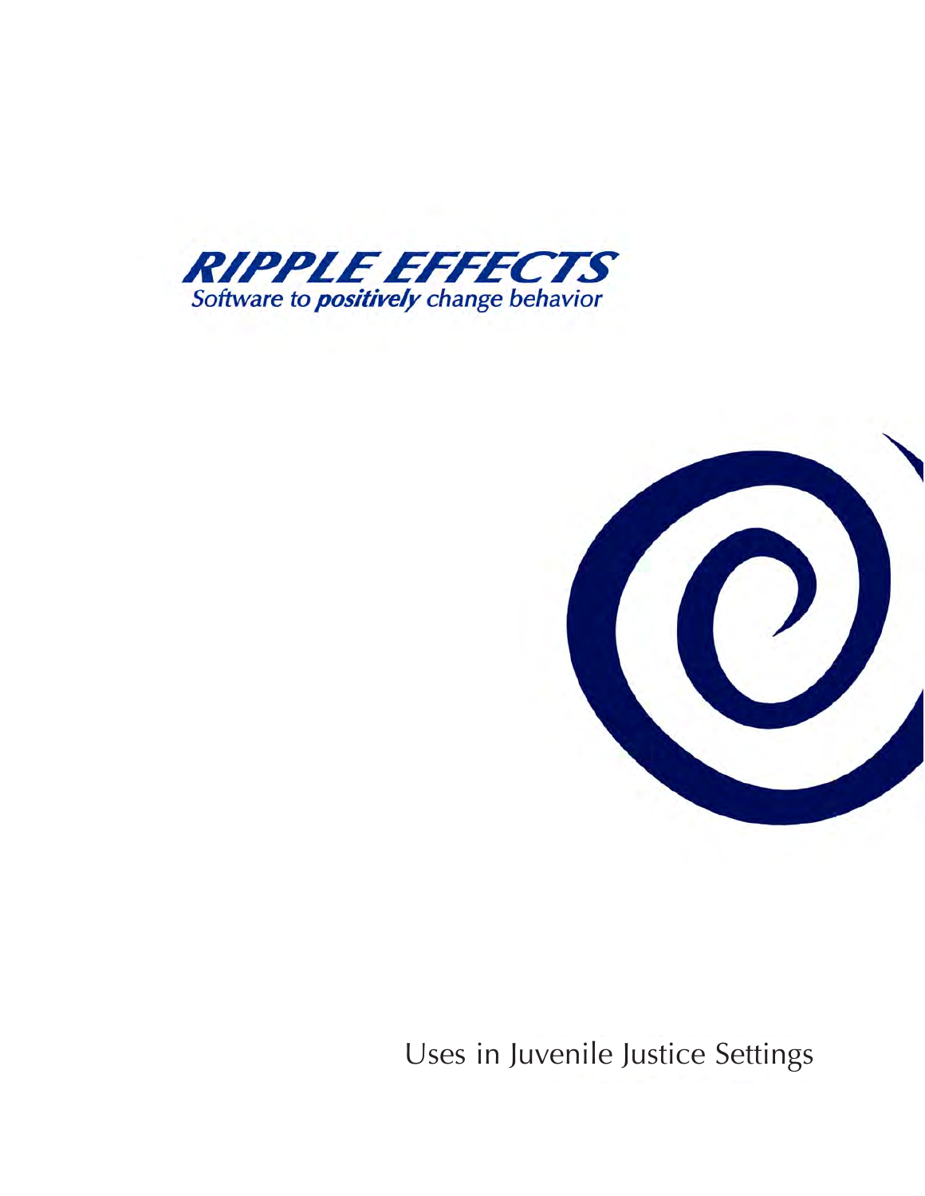# RIPPLE EFFECTS

Software to ***positively*** change behavior

Uses in Juvenile Justice Settings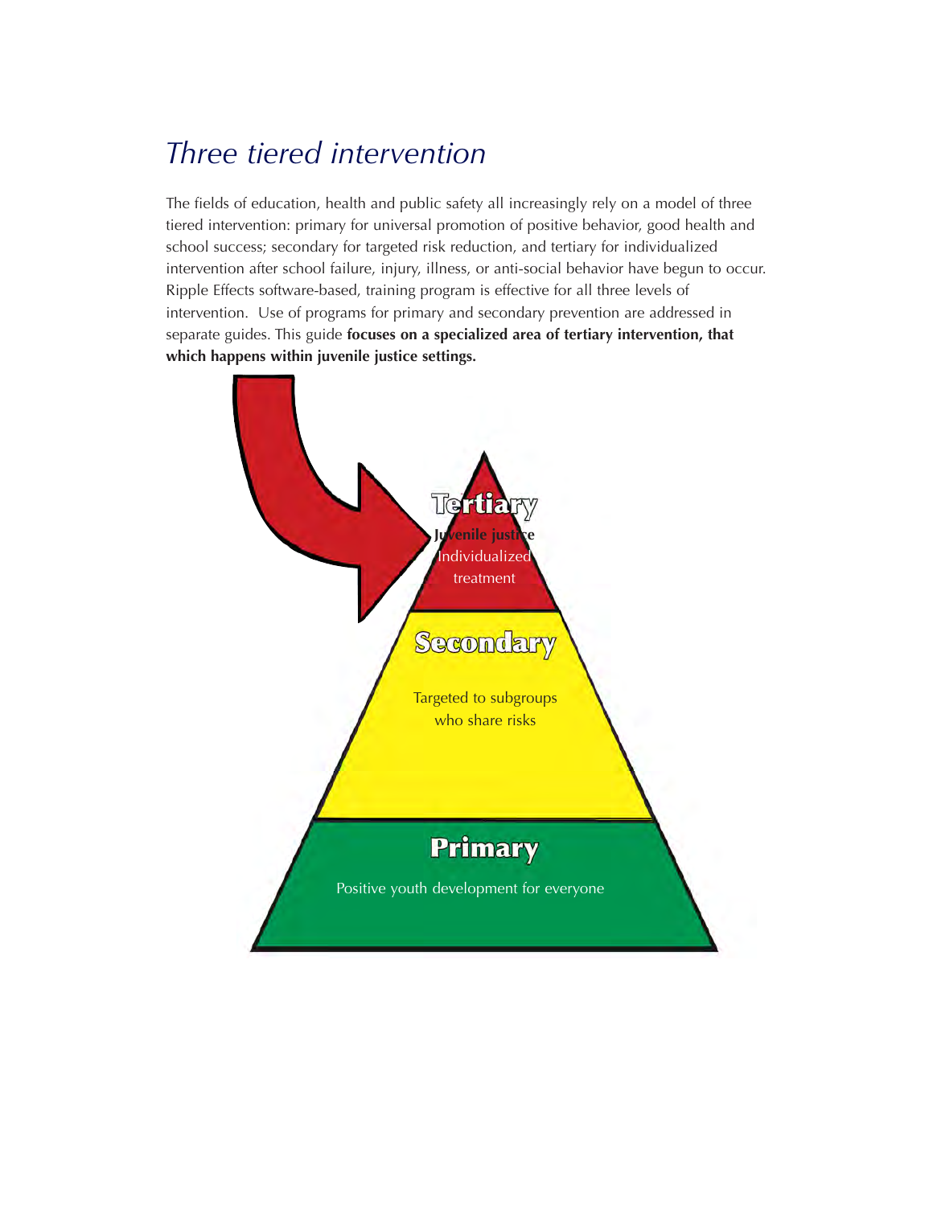# *Three tiered intervention*

The fields of education, health and public safety all increasingly rely on a model of three tiered intervention: primary for universal promotion of positive behavior, good health and school success; secondary for targeted risk reduction, and tertiary for individualized intervention after school failure, injury, illness, or anti-social behavior have begun to occur. Ripple Effects software-based, training program is effective for all three levels of intervention. Use of programs for primary and secondary prevention are addressed in separate guides. This guide **focuses on a specialized area of tertiary intervention, that which happens within juvenile justice settings.**

**Tertiary**

**Juvenile justice**

Individualized treatment

**Secondary**

Targeted to subgroups who share risks

**Primary**

Positive youth development for everyone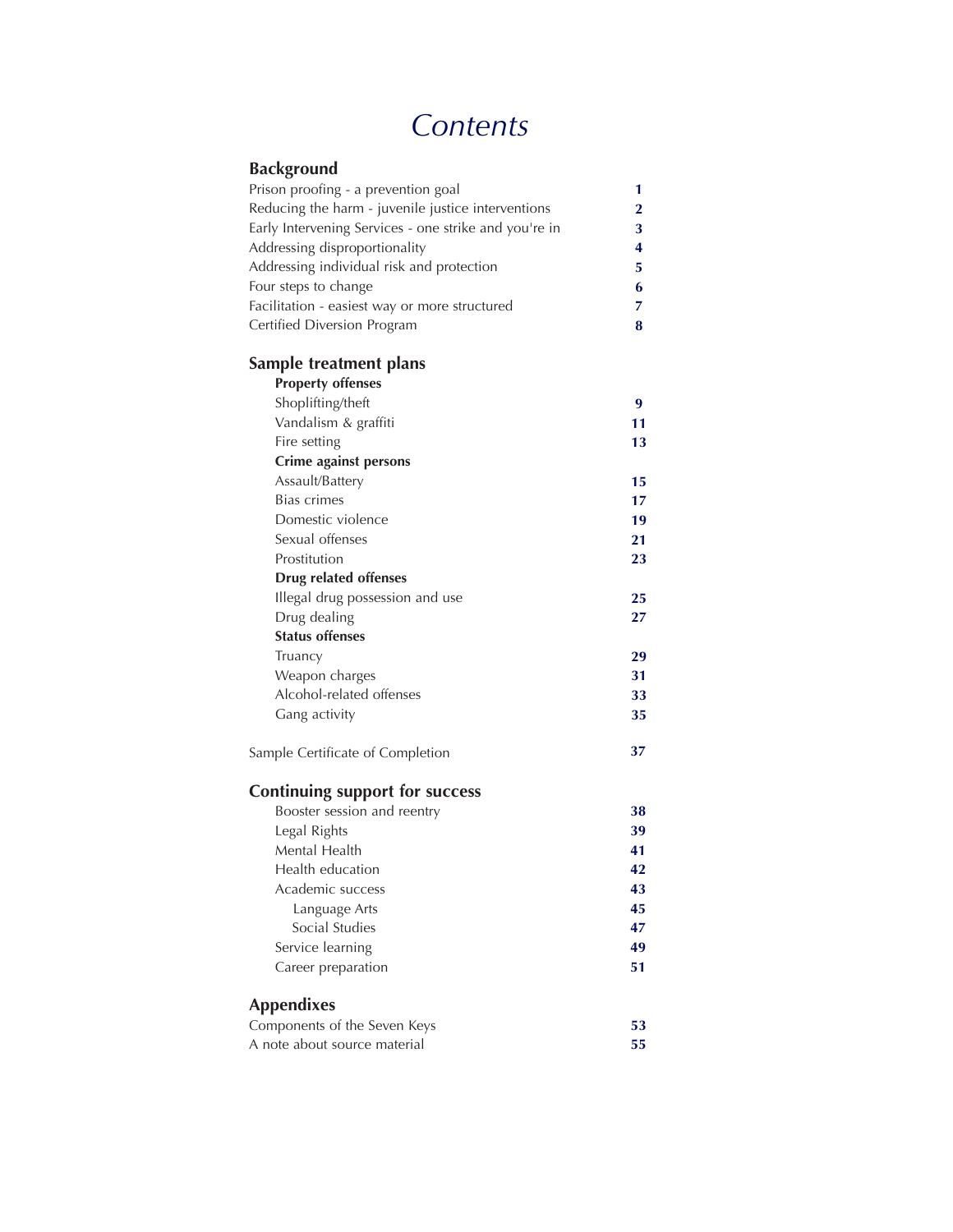# *Contents*

## Background

| | |
|---|---|
| Prison proofing - a prevention goal | 1 |
| Reducing the harm - juvenile justice interventions | 2 |
| Early Intervening Services - one strike and you're in | 3 |
| Addressing disproportionality | 4 |
| Addressing individual risk and protection | 5 |
| Four steps to change | 6 |
| Facilitation - easiest way or more structured | 7 |
| Certified Diversion Program | 8 |

## Sample treatment plans

| | |
|---|---|
| **Property offenses** | |
| Shoplifting/theft | 9 |
| Vandalism & graffiti | 11 |
| Fire setting | 13 |
| **Crime against persons** | |
| Assault/Battery | 15 |
| Bias crimes | 17 |
| Domestic violence | 19 |
| Sexual offenses | 21 |
| Prostitution | 23 |
| **Drug related offenses** | |
| Illegal drug possession and use | 25 |
| Drug dealing | 27 |
| **Status offenses** | |
| Truancy | 29 |
| Weapon charges | 31 |
| Alcohol-related offenses | 33 |
| Gang activity | 35 |

| | |
|---|---|
| Sample Certificate of Completion | 37 |

## Continuing support for success

| | |
|---|---|
| Booster session and reentry | 38 |
| Legal Rights | 39 |
| Mental Health | 41 |
| Health education | 42 |
| Academic success | 43 |
| Language Arts | 45 |
| Social Studies | 47 |
| Service learning | 49 |
| Career preparation | 51 |

## Appendixes

| | |
|---|---|
| Components of the Seven Keys | 53 |
| A note about source material | 55 |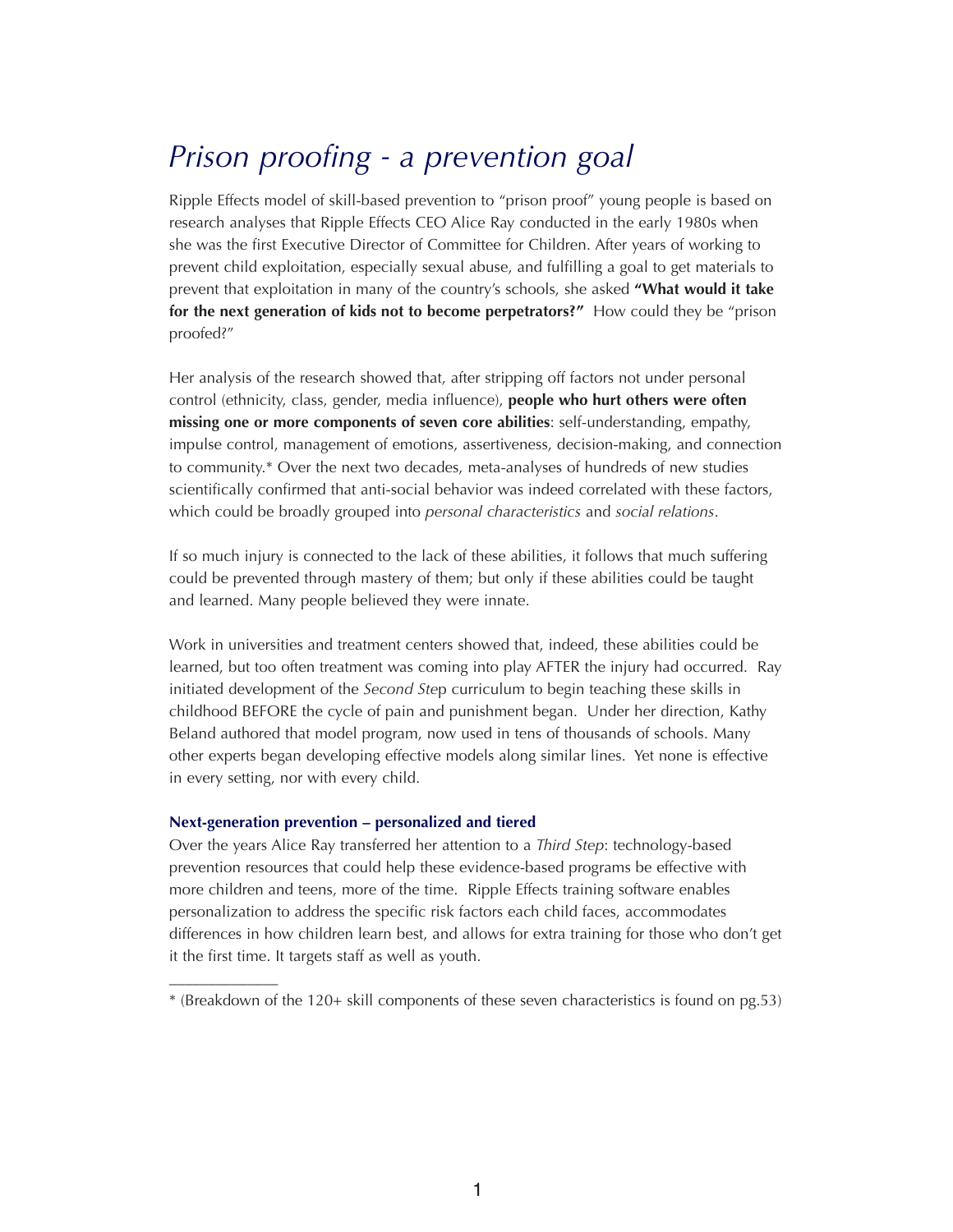# *Prison proofing - a prevention goal*

Ripple Effects model of skill-based prevention to "prison proof" young people is based on research analyses that Ripple Effects CEO Alice Ray conducted in the early 1980s when she was the first Executive Director of Committee for Children. After years of working to prevent child exploitation, especially sexual abuse, and fulfilling a goal to get materials to prevent that exploitation in many of the country's schools, she asked **"What would it take for the next generation of kids not to become perpetrators?"** How could they be "prison proofed?"

Her analysis of the research showed that, after stripping off factors not under personal control (ethnicity, class, gender, media influence), **people who hurt others were often missing one or more components of seven core abilities**: self-understanding, empathy, impulse control, management of emotions, assertiveness, decision-making, and connection to community.* Over the next two decades, meta-analyses of hundreds of new studies scientifically confirmed that anti-social behavior was indeed correlated with these factors, which could be broadly grouped into *personal characteristics* and *social relations*.

If so much injury is connected to the lack of these abilities, it follows that much suffering could be prevented through mastery of them; but only if these abilities could be taught and learned. Many people believed they were innate.

Work in universities and treatment centers showed that, indeed, these abilities could be learned, but too often treatment was coming into play AFTER the injury had occurred. Ray initiated development of the *Second Step* curriculum to begin teaching these skills in childhood BEFORE the cycle of pain and punishment began. Under her direction, Kathy Beland authored that model program, now used in tens of thousands of schools. Many other experts began developing effective models along similar lines. Yet none is effective in every setting, nor with every child.

### Next-generation prevention – personalized and tiered

Over the years Alice Ray transferred her attention to a *Third Step*: technology-based prevention resources that could help these evidence-based programs be effective with more children and teens, more of the time. Ripple Effects training software enables personalization to address the specific risk factors each child faces, accommodates differences in how children learn best, and allows for extra training for those who don't get it the first time. It targets staff as well as youth.

---

* (Breakdown of the 120+ skill components of these seven characteristics is found on pg.53)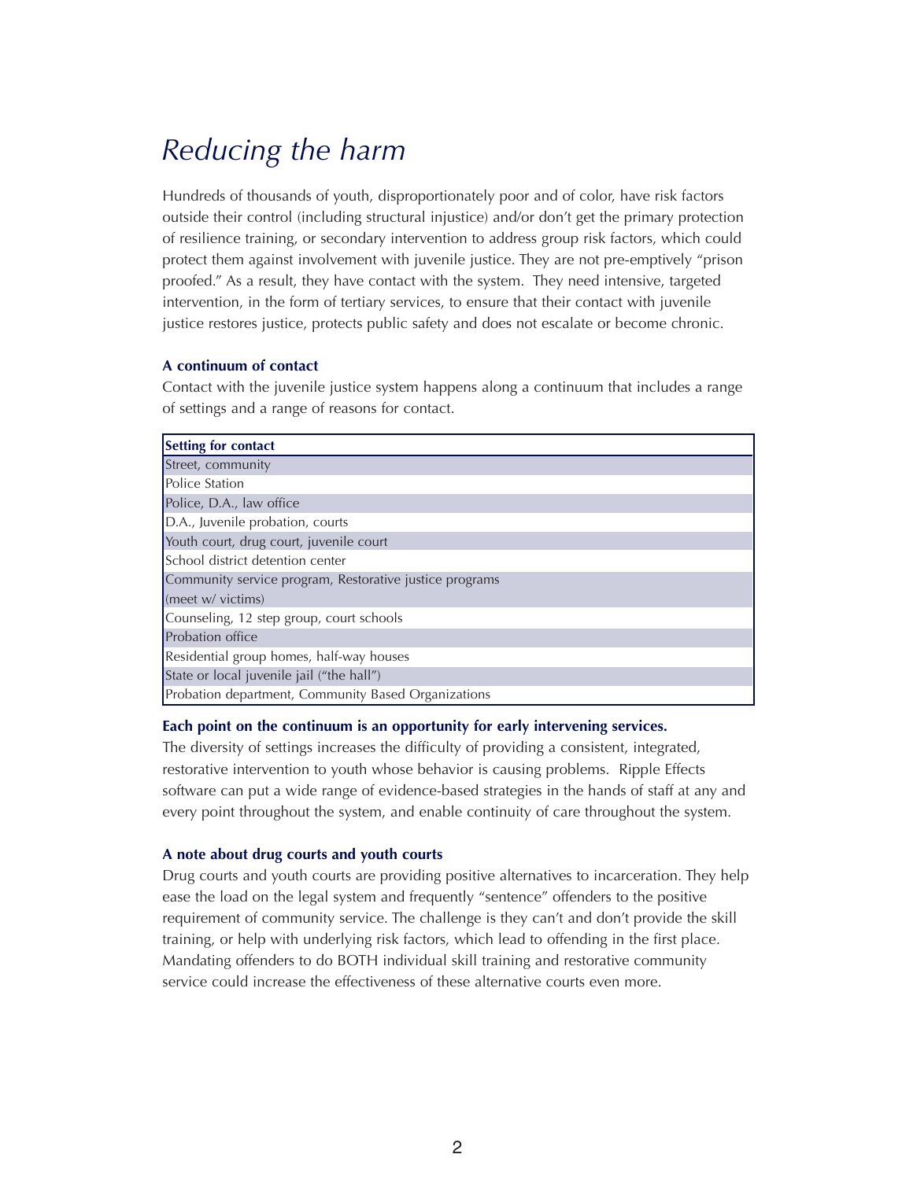# *Reducing the harm*

Hundreds of thousands of youth, disproportionately poor and of color, have risk factors outside their control (including structural injustice) and/or don't get the primary protection of resilience training, or secondary intervention to address group risk factors, which could protect them against involvement with juvenile justice. They are not pre-emptively "prison proofed." As a result, they have contact with the system. They need intensive, targeted intervention, in the form of tertiary services, to ensure that their contact with juvenile justice restores justice, protects public safety and does not escalate or become chronic.

**A continuum of contact**

Contact with the juvenile justice system happens along a continuum that includes a range of settings and a range of reasons for contact.

| Setting for contact |
|---|
| Street, community |
| Police Station |
| Police, D.A., law office |
| D.A., Juvenile probation, courts |
| Youth court, drug court, juvenile court |
| School district detention center |
| Community service program, Restorative justice programs (meet w/ victims) |
| Counseling, 12 step group, court schools |
| Probation office |
| Residential group homes, half-way houses |
| State or local juvenile jail ("the hall") |
| Probation department, Community Based Organizations |

**Each point on the continuum is an opportunity for early intervening services.**

The diversity of settings increases the difficulty of providing a consistent, integrated, restorative intervention to youth whose behavior is causing problems. Ripple Effects software can put a wide range of evidence-based strategies in the hands of staff at any and every point throughout the system, and enable continuity of care throughout the system.

**A note about drug courts and youth courts**

Drug courts and youth courts are providing positive alternatives to incarceration. They help ease the load on the legal system and frequently "sentence" offenders to the positive requirement of community service. The challenge is they can't and don't provide the skill training, or help with underlying risk factors, which lead to offending in the first place. Mandating offenders to do BOTH individual skill training and restorative community service could increase the effectiveness of these alternative courts even more.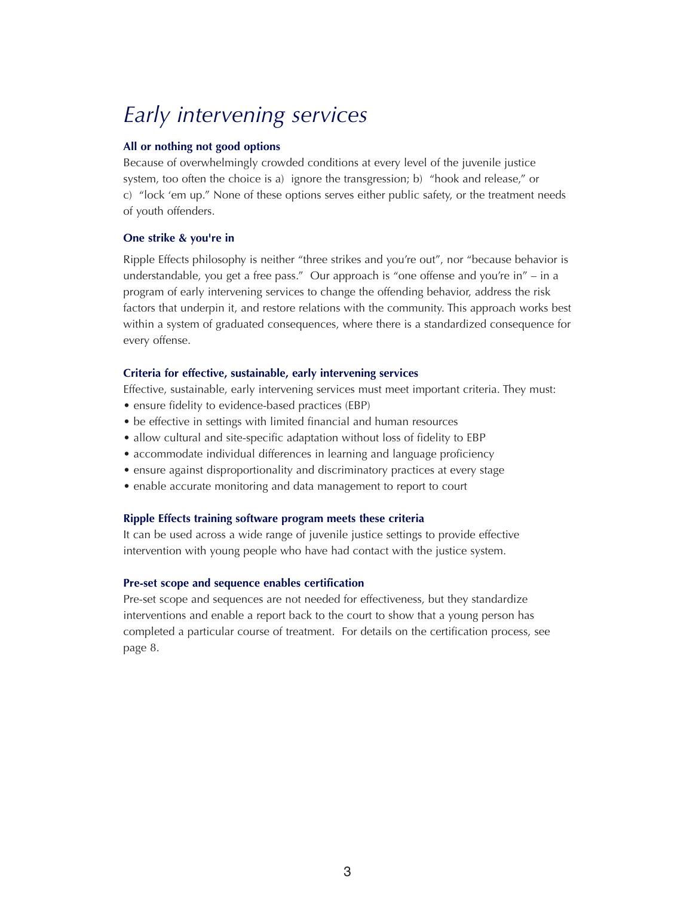# *Early intervening services*

### All or nothing not good options

Because of overwhelmingly crowded conditions at every level of the juvenile justice system, too often the choice is a) ignore the transgression; b) "hook and release," or c) "lock 'em up." None of these options serves either public safety, or the treatment needs of youth offenders.

### One strike & you're in

Ripple Effects philosophy is neither "three strikes and you're out", nor "because behavior is understandable, you get a free pass." Our approach is "one offense and you're in" – in a program of early intervening services to change the offending behavior, address the risk factors that underpin it, and restore relations with the community. This approach works best within a system of graduated consequences, where there is a standardized consequence for every offense.

### Criteria for effective, sustainable, early intervening services

Effective, sustainable, early intervening services must meet important criteria. They must:

- ensure fidelity to evidence-based practices (EBP)
- be effective in settings with limited financial and human resources
- allow cultural and site-specific adaptation without loss of fidelity to EBP
- accommodate individual differences in learning and language proficiency
- ensure against disproportionality and discriminatory practices at every stage
- enable accurate monitoring and data management to report to court

### Ripple Effects training software program meets these criteria

It can be used across a wide range of juvenile justice settings to provide effective intervention with young people who have had contact with the justice system.

### Pre-set scope and sequence enables certification

Pre-set scope and sequences are not needed for effectiveness, but they standardize interventions and enable a report back to the court to show that a young person has completed a particular course of treatment. For details on the certification process, see page 8.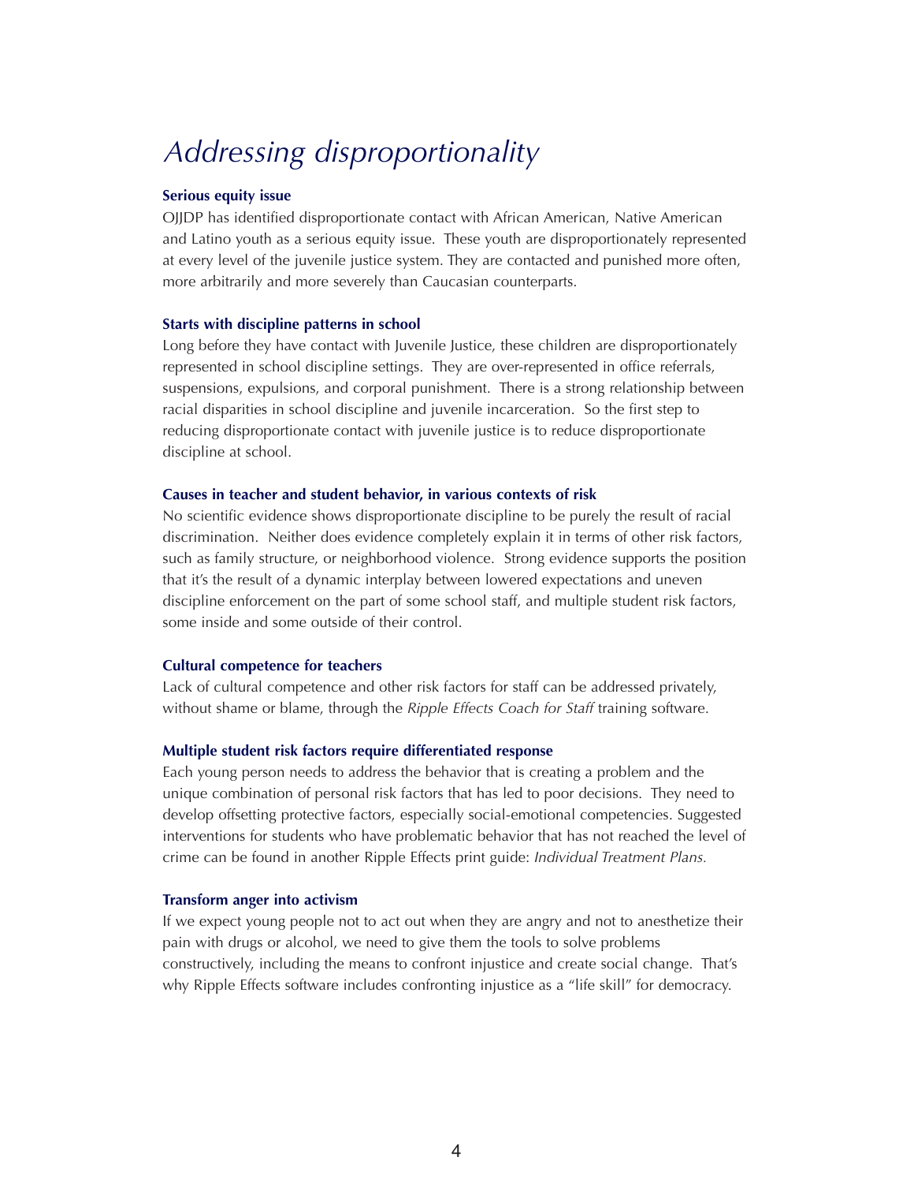# *Addressing disproportionality*

**Serious equity issue**

OJJDP has identified disproportionate contact with African American, Native American and Latino youth as a serious equity issue. These youth are disproportionately represented at every level of the juvenile justice system. They are contacted and punished more often, more arbitrarily and more severely than Caucasian counterparts.

**Starts with discipline patterns in school**

Long before they have contact with Juvenile Justice, these children are disproportionately represented in school discipline settings. They are over-represented in office referrals, suspensions, expulsions, and corporal punishment. There is a strong relationship between racial disparities in school discipline and juvenile incarceration. So the first step to reducing disproportionate contact with juvenile justice is to reduce disproportionate discipline at school.

**Causes in teacher and student behavior, in various contexts of risk**

No scientific evidence shows disproportionate discipline to be purely the result of racial discrimination. Neither does evidence completely explain it in terms of other risk factors, such as family structure, or neighborhood violence. Strong evidence supports the position that it's the result of a dynamic interplay between lowered expectations and uneven discipline enforcement on the part of some school staff, and multiple student risk factors, some inside and some outside of their control.

**Cultural competence for teachers**

Lack of cultural competence and other risk factors for staff can be addressed privately, without shame or blame, through the *Ripple Effects Coach for Staff* training software.

**Multiple student risk factors require differentiated response**

Each young person needs to address the behavior that is creating a problem and the unique combination of personal risk factors that has led to poor decisions. They need to develop offsetting protective factors, especially social-emotional competencies. Suggested interventions for students who have problematic behavior that has not reached the level of crime can be found in another Ripple Effects print guide: *Individual Treatment Plans.*

**Transform anger into activism**

If we expect young people not to act out when they are angry and not to anesthetize their pain with drugs or alcohol, we need to give them the tools to solve problems constructively, including the means to confront injustice and create social change. That's why Ripple Effects software includes confronting injustice as a "life skill" for democracy.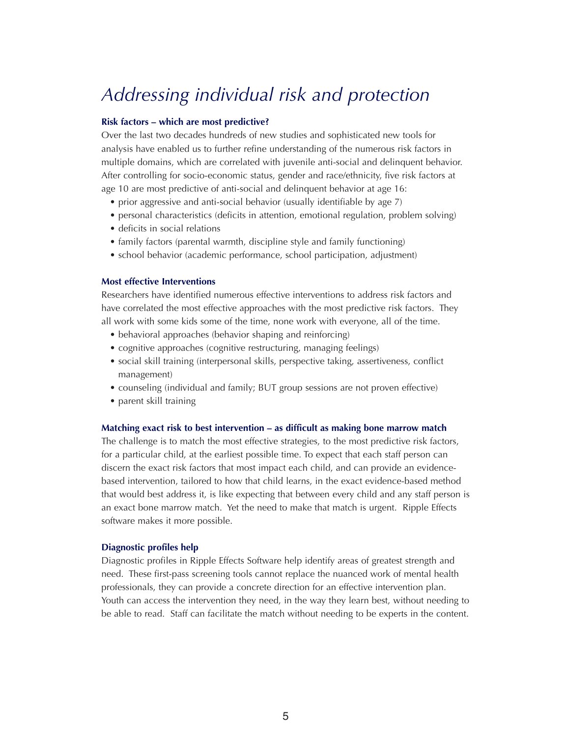# *Addressing individual risk and protection*

**Risk factors – which are most predictive?**

Over the last two decades hundreds of new studies and sophisticated new tools for analysis have enabled us to further refine understanding of the numerous risk factors in multiple domains, which are correlated with juvenile anti-social and delinquent behavior. After controlling for socio-economic status, gender and race/ethnicity, five risk factors at age 10 are most predictive of anti-social and delinquent behavior at age 16:

- prior aggressive and anti-social behavior (usually identifiable by age 7)
- personal characteristics (deficits in attention, emotional regulation, problem solving)
- deficits in social relations
- family factors (parental warmth, discipline style and family functioning)
- school behavior (academic performance, school participation, adjustment)

**Most effective Interventions**

Researchers have identified numerous effective interventions to address risk factors and have correlated the most effective approaches with the most predictive risk factors. They all work with some kids some of the time, none work with everyone, all of the time.

- behavioral approaches (behavior shaping and reinforcing)
- cognitive approaches (cognitive restructuring, managing feelings)
- social skill training (interpersonal skills, perspective taking, assertiveness, conflict management)
- counseling (individual and family; BUT group sessions are not proven effective)
- parent skill training

**Matching exact risk to best intervention – as difficult as making bone marrow match**

The challenge is to match the most effective strategies, to the most predictive risk factors, for a particular child, at the earliest possible time. To expect that each staff person can discern the exact risk factors that most impact each child, and can provide an evidence-based intervention, tailored to how that child learns, in the exact evidence-based method that would best address it, is like expecting that between every child and any staff person is an exact bone marrow match. Yet the need to make that match is urgent. Ripple Effects software makes it more possible.

**Diagnostic profiles help**

Diagnostic profiles in Ripple Effects Software help identify areas of greatest strength and need. These first-pass screening tools cannot replace the nuanced work of mental health professionals, they can provide a concrete direction for an effective intervention plan. Youth can access the intervention they need, in the way they learn best, without needing to be able to read. Staff can facilitate the match without needing to be experts in the content.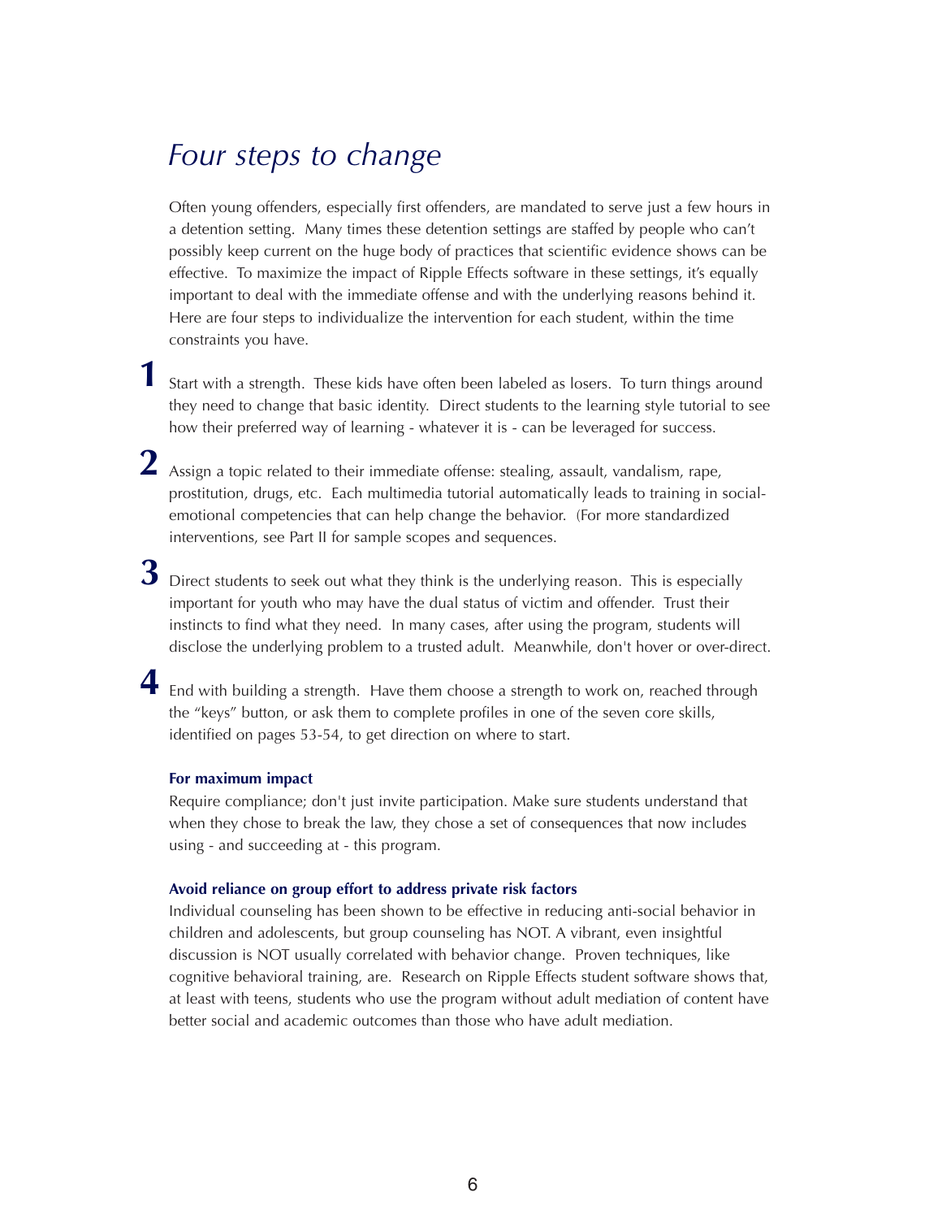# *Four steps to change*

Often young offenders, especially first offenders, are mandated to serve just a few hours in a detention setting. Many times these detention settings are staffed by people who can't possibly keep current on the huge body of practices that scientific evidence shows can be effective. To maximize the impact of Ripple Effects software in these settings, it's equally important to deal with the immediate offense and with the underlying reasons behind it. Here are four steps to individualize the intervention for each student, within the time constraints you have.

1. Start with a strength. These kids have often been labeled as losers. To turn things around they need to change that basic identity. Direct students to the learning style tutorial to see how their preferred way of learning - whatever it is - can be leveraged for success.

2. Assign a topic related to their immediate offense: stealing, assault, vandalism, rape, prostitution, drugs, etc. Each multimedia tutorial automatically leads to training in social-emotional competencies that can help change the behavior. (For more standardized interventions, see Part II for sample scopes and sequences.

3. Direct students to seek out what they think is the underlying reason. This is especially important for youth who may have the dual status of victim and offender. Trust their instincts to find what they need. In many cases, after using the program, students will disclose the underlying problem to a trusted adult. Meanwhile, don't hover or over-direct.

4. End with building a strength. Have them choose a strength to work on, reached through the "keys" button, or ask them to complete profiles in one of the seven core skills, identified on pages 53-54, to get direction on where to start.

**For maximum impact**

Require compliance; don't just invite participation. Make sure students understand that when they chose to break the law, they chose a set of consequences that now includes using - and succeeding at - this program.

**Avoid reliance on group effort to address private risk factors**

Individual counseling has been shown to be effective in reducing anti-social behavior in children and adolescents, but group counseling has NOT. A vibrant, even insightful discussion is NOT usually correlated with behavior change. Proven techniques, like cognitive behavioral training, are. Research on Ripple Effects student software shows that, at least with teens, students who use the program without adult mediation of content have better social and academic outcomes than those who have adult mediation.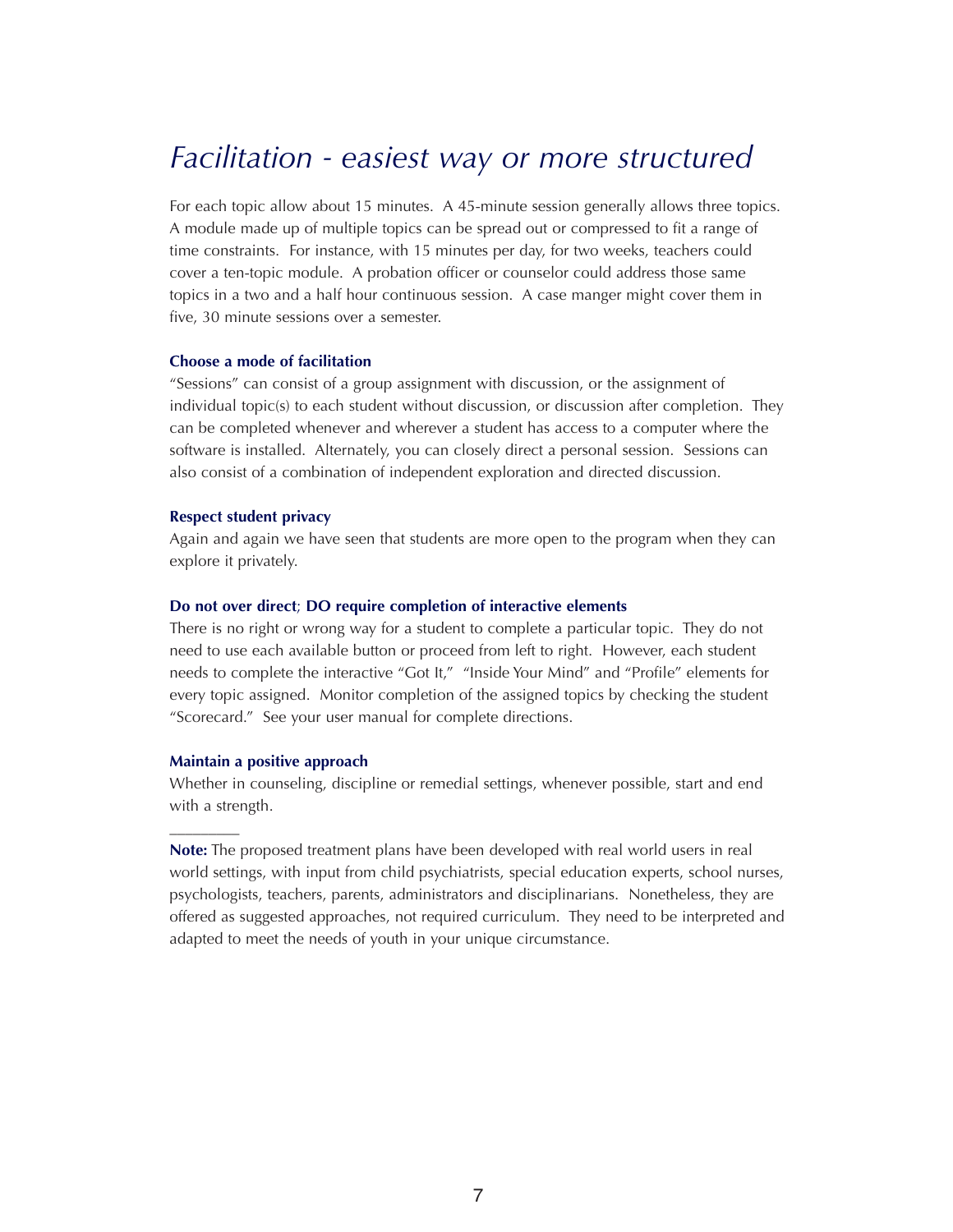# *Facilitation - easiest way or more structured*

For each topic allow about 15 minutes. A 45-minute session generally allows three topics. A module made up of multiple topics can be spread out or compressed to fit a range of time constraints. For instance, with 15 minutes per day, for two weeks, teachers could cover a ten-topic module. A probation officer or counselor could address those same topics in a two and a half hour continuous session. A case manger might cover them in five, 30 minute sessions over a semester.

**Choose a mode of facilitation**

"Sessions" can consist of a group assignment with discussion, or the assignment of individual topic(s) to each student without discussion, or discussion after completion. They can be completed whenever and wherever a student has access to a computer where the software is installed. Alternately, you can closely direct a personal session. Sessions can also consist of a combination of independent exploration and directed discussion.

**Respect student privacy**

Again and again we have seen that students are more open to the program when they can explore it privately.

**Do not over direct; DO require completion of interactive elements**

There is no right or wrong way for a student to complete a particular topic. They do not need to use each available button or proceed from left to right. However, each student needs to complete the interactive "Got It," "Inside Your Mind" and "Profile" elements for every topic assigned. Monitor completion of the assigned topics by checking the student "Scorecard." See your user manual for complete directions.

**Maintain a positive approach**

Whether in counseling, discipline or remedial settings, whenever possible, start and end with a strength.

---

**Note:** The proposed treatment plans have been developed with real world users in real world settings, with input from child psychiatrists, special education experts, school nurses, psychologists, teachers, parents, administrators and disciplinarians. Nonetheless, they are offered as suggested approaches, not required curriculum. They need to be interpreted and adapted to meet the needs of youth in your unique circumstance.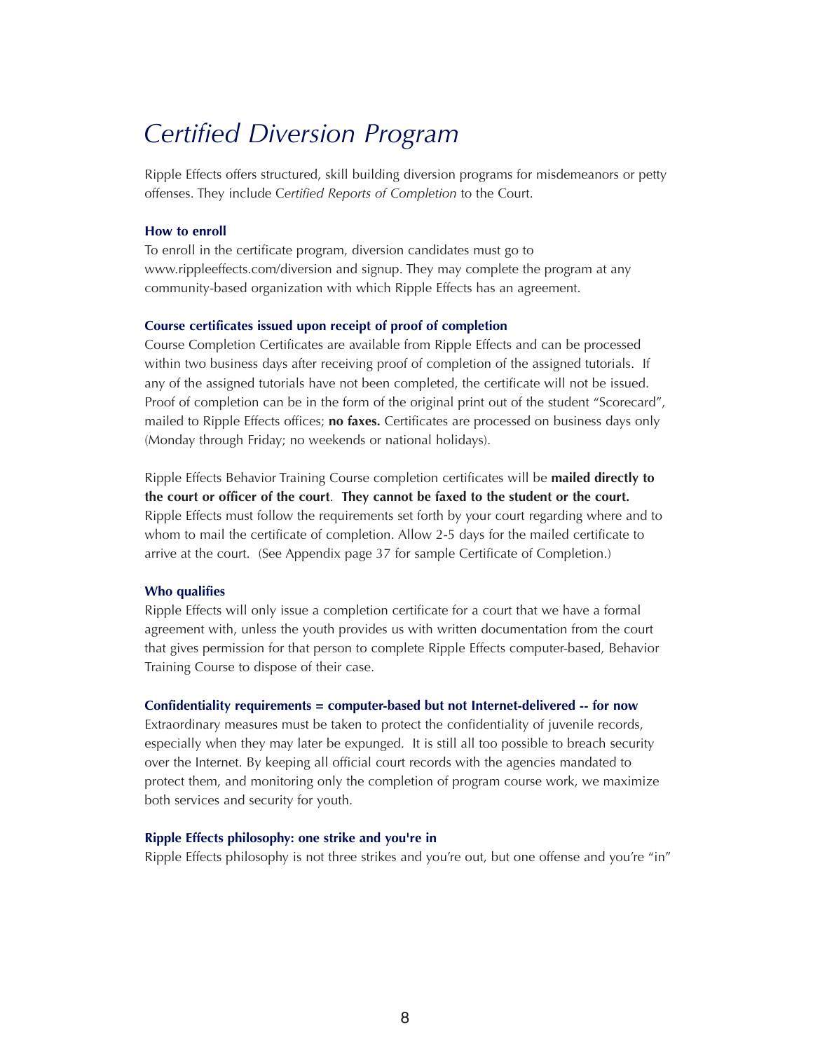# *Certified Diversion Program*

Ripple Effects offers structured, skill building diversion programs for misdemeanors or petty offenses. They include C*ertified Reports of Completion* to the Court.

### How to enroll

To enroll in the certificate program, diversion candidates must go to www.rippleeffects.com/diversion and signup. They may complete the program at any community-based organization with which Ripple Effects has an agreement.

### Course certificates issued upon receipt of proof of completion

Course Completion Certificates are available from Ripple Effects and can be processed within two business days after receiving proof of completion of the assigned tutorials. If any of the assigned tutorials have not been completed, the certificate will not be issued. Proof of completion can be in the form of the original print out of the student "Scorecard", mailed to Ripple Effects offices; **no faxes.** Certificates are processed on business days only (Monday through Friday; no weekends or national holidays).

Ripple Effects Behavior Training Course completion certificates will be **mailed directly to the court or officer of the court**. **They cannot be faxed to the student or the court.** Ripple Effects must follow the requirements set forth by your court regarding where and to whom to mail the certificate of completion. Allow 2-5 days for the mailed certificate to arrive at the court. (See Appendix page 37 for sample Certificate of Completion.)

### Who qualifies

Ripple Effects will only issue a completion certificate for a court that we have a formal agreement with, unless the youth provides us with written documentation from the court that gives permission for that person to complete Ripple Effects computer-based, Behavior Training Course to dispose of their case.

### Confidentiality requirements = computer-based but not Internet-delivered -- for now

Extraordinary measures must be taken to protect the confidentiality of juvenile records, especially when they may later be expunged. It is still all too possible to breach security over the Internet. By keeping all official court records with the agencies mandated to protect them, and monitoring only the completion of program course work, we maximize both services and security for youth.

### Ripple Effects philosophy: one strike and you're in

Ripple Effects philosophy is not three strikes and you're out, but one offense and you're "in"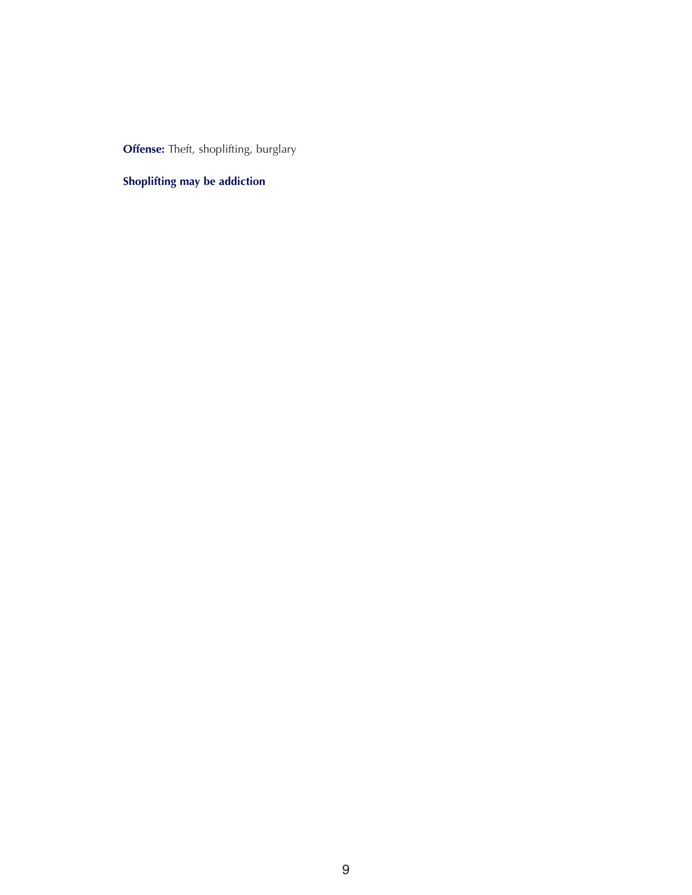**Offense:** Theft, shoplifting, burglary

**Shoplifting may be addiction**